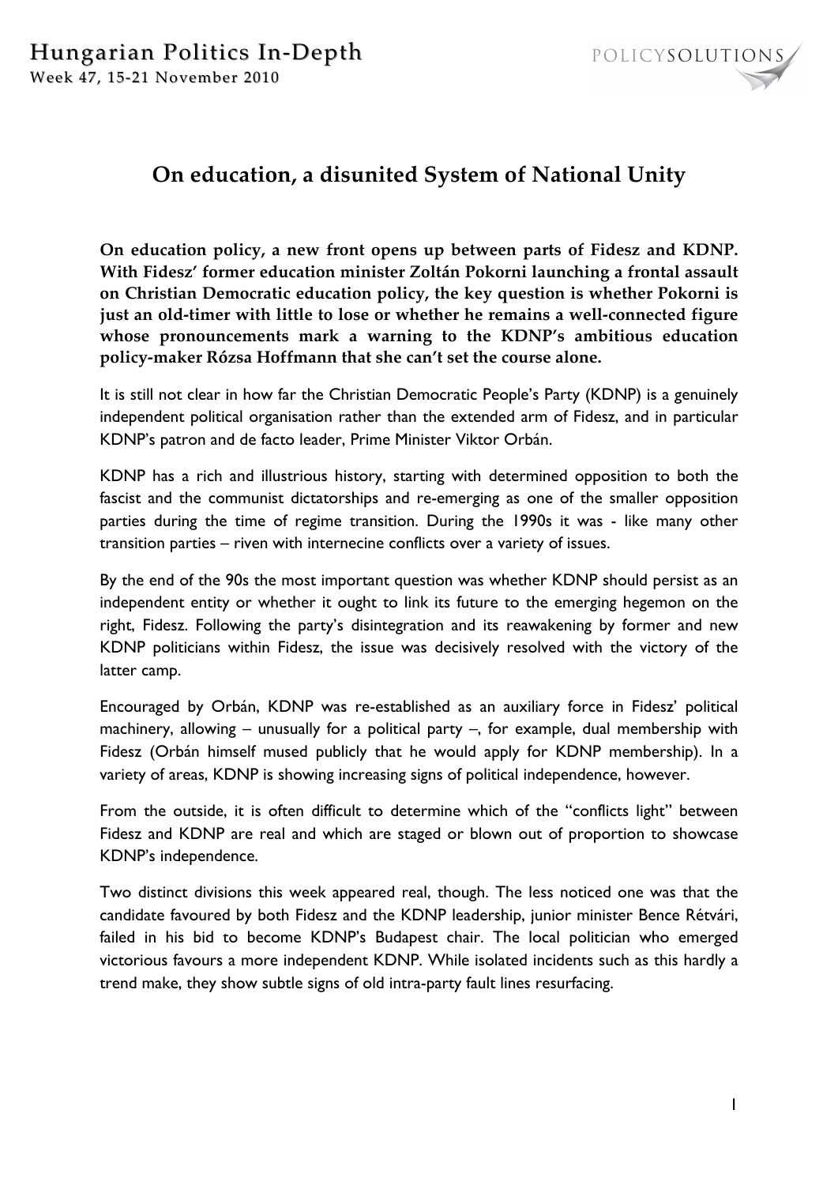# On education, a disunited System of National Unity

**On education policy, a new front opens up between parts of Fidesz and KDNP. With Fidesz' former education minister Zoltán Pokorni launching a frontal assault on Christian Democratic education policy, the key question is whether Pokorni is just an old-timer with little to lose or whether he remains a well-connected figure whose pronouncements mark a warning to the KDNP's ambitious education policy-maker Rózsa Hoffmann that she can't set the course alone.**

It is still not clear in how far the Christian Democratic People's Party (KDNP) is a genuinely independent political organisation rather than the extended arm of Fidesz, and in particular KDNP's patron and de facto leader, Prime Minister Viktor Orbán.

KDNP has a rich and illustrious history, starting with determined opposition to both the fascist and the communist dictatorships and re-emerging as one of the smaller opposition parties during the time of regime transition. During the 1990s it was - like many other transition parties – riven with internecine conflicts over a variety of issues.

By the end of the 90s the most important question was whether KDNP should persist as an independent entity or whether it ought to link its future to the emerging hegemon on the right, Fidesz. Following the party's disintegration and its reawakening by former and new KDNP politicians within Fidesz, the issue was decisively resolved with the victory of the latter camp.

Encouraged by Orbán, KDNP was re-established as an auxiliary force in Fidesz' political machinery, allowing – unusually for a political party –, for example, dual membership with Fidesz (Orbán himself mused publicly that he would apply for KDNP membership). In a variety of areas, KDNP is showing increasing signs of political independence, however.

From the outside, it is often difficult to determine which of the "conflicts light" between Fidesz and KDNP are real and which are staged or blown out of proportion to showcase KDNP's independence.

Two distinct divisions this week appeared real, though. The less noticed one was that the candidate favoured by both Fidesz and the KDNP leadership, junior minister Bence Rétvári, failed in his bid to become KDNP's Budapest chair. The local politician who emerged victorious favours a more independent KDNP. While isolated incidents such as this hardly a trend make, they show subtle signs of old intra-party fault lines resurfacing.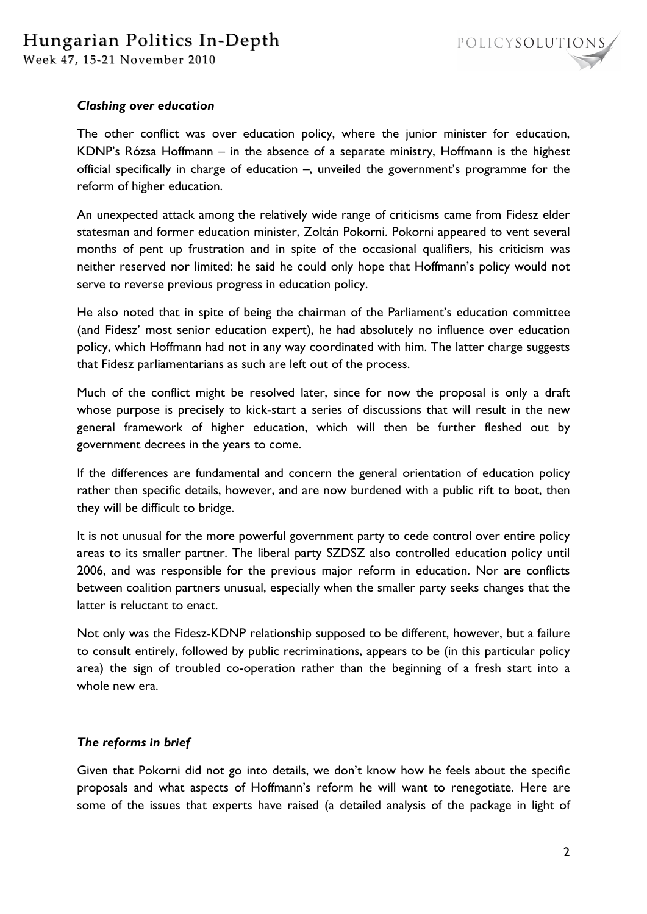### *Clashing over education*

The other conflict was over education policy, where the junior minister for education, KDNP's Rózsa Hoffmann – in the absence of a separate ministry, Hoffmann is the highest official specifically in charge of education –, unveiled the government's programme for the reform of higher education.

An unexpected attack among the relatively wide range of criticisms came from Fidesz elder statesman and former education minister, Zoltán Pokorni. Pokorni appeared to vent several months of pent up frustration and in spite of the occasional qualifiers, his criticism was neither reserved nor limited: he said he could only hope that Hoffmann's policy would not serve to reverse previous progress in education policy.

He also noted that in spite of being the chairman of the Parliament's education committee (and Fidesz' most senior education expert), he had absolutely no influence over education policy, which Hoffmann had not in any way coordinated with him. The latter charge suggests that Fidesz parliamentarians as such are left out of the process.

Much of the conflict might be resolved later, since for now the proposal is only a draft whose purpose is precisely to kick-start a series of discussions that will result in the new general framework of higher education, which will then be further fleshed out by government decrees in the years to come.

If the differences are fundamental and concern the general orientation of education policy rather then specific details, however, and are now burdened with a public rift to boot, then they will be difficult to bridge.

It is not unusual for the more powerful government party to cede control over entire policy areas to its smaller partner. The liberal party SZDSZ also controlled education policy until 2006, and was responsible for the previous major reform in education. Nor are conflicts between coalition partners unusual, especially when the smaller party seeks changes that the latter is reluctant to enact.

Not only was the Fidesz-KDNP relationship supposed to be different, however, but a failure to consult entirely, followed by public recriminations, appears to be (in this particular policy area) the sign of troubled co-operation rather than the beginning of a fresh start into a whole new era.

### *The reforms in brief*

Given that Pokorni did not go into details, we don't know how he feels about the specific proposals and what aspects of Hoffmann's reform he will want to renegotiate. Here are some of the issues that experts have raised (a detailed analysis of the package in light of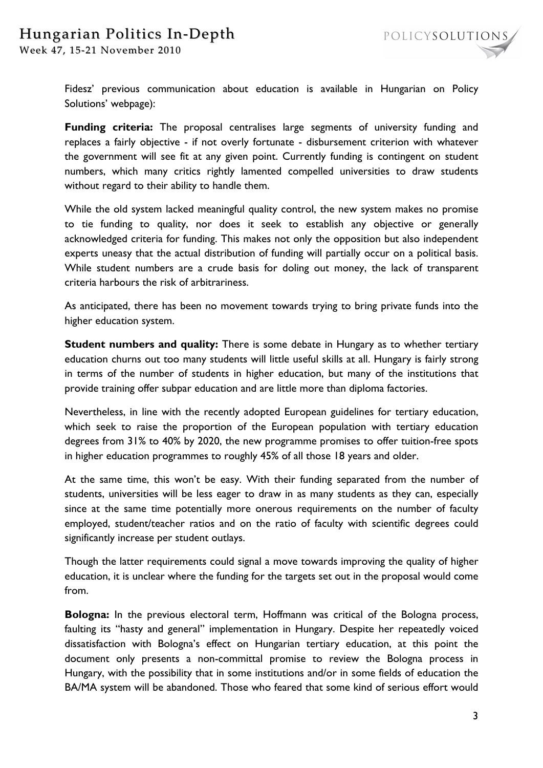Fidesz' previous communication about education is available in Hungarian on Policy Solutions' webpage):

**Funding criteria:** The proposal centralises large segments of university funding and replaces a fairly objective - if not overly fortunate - disbursement criterion with whatever the government will see fit at any given point. Currently funding is contingent on student numbers, which many critics rightly lamented compelled universities to draw students without regard to their ability to handle them.

While the old system lacked meaningful quality control, the new system makes no promise to tie funding to quality, nor does it seek to establish any objective or generally acknowledged criteria for funding. This makes not only the opposition but also independent experts uneasy that the actual distribution of funding will partially occur on a political basis. While student numbers are a crude basis for doling out money, the lack of transparent criteria harbours the risk of arbitrariness.

As anticipated, there has been no movement towards trying to bring private funds into the higher education system.

**Student numbers and quality:** There is some debate in Hungary as to whether tertiary education churns out too many students will little useful skills at all. Hungary is fairly strong in terms of the number of students in higher education, but many of the institutions that provide training offer subpar education and are little more than diploma factories.

Nevertheless, in line with the recently adopted European guidelines for tertiary education, which seek to raise the proportion of the European population with tertiary education degrees from 31% to 40% by 2020, the new programme promises to offer tuition-free spots in higher education programmes to roughly 45% of all those 18 years and older.

At the same time, this won't be easy. With their funding separated from the number of students, universities will be less eager to draw in as many students as they can, especially since at the same time potentially more onerous requirements on the number of faculty employed, student/teacher ratios and on the ratio of faculty with scientific degrees could significantly increase per student outlays.

Though the latter requirements could signal a move towards improving the quality of higher education, it is unclear where the funding for the targets set out in the proposal would come from.

**Bologna:** In the previous electoral term, Hoffmann was critical of the Bologna process, faulting its "hasty and general" implementation in Hungary. Despite her repeatedly voiced dissatisfaction with Bologna's effect on Hungarian tertiary education, at this point the document only presents a non-committal promise to review the Bologna process in Hungary, with the possibility that in some institutions and/or in some fields of education the BA/MA system will be abandoned. Those who feared that some kind of serious effort would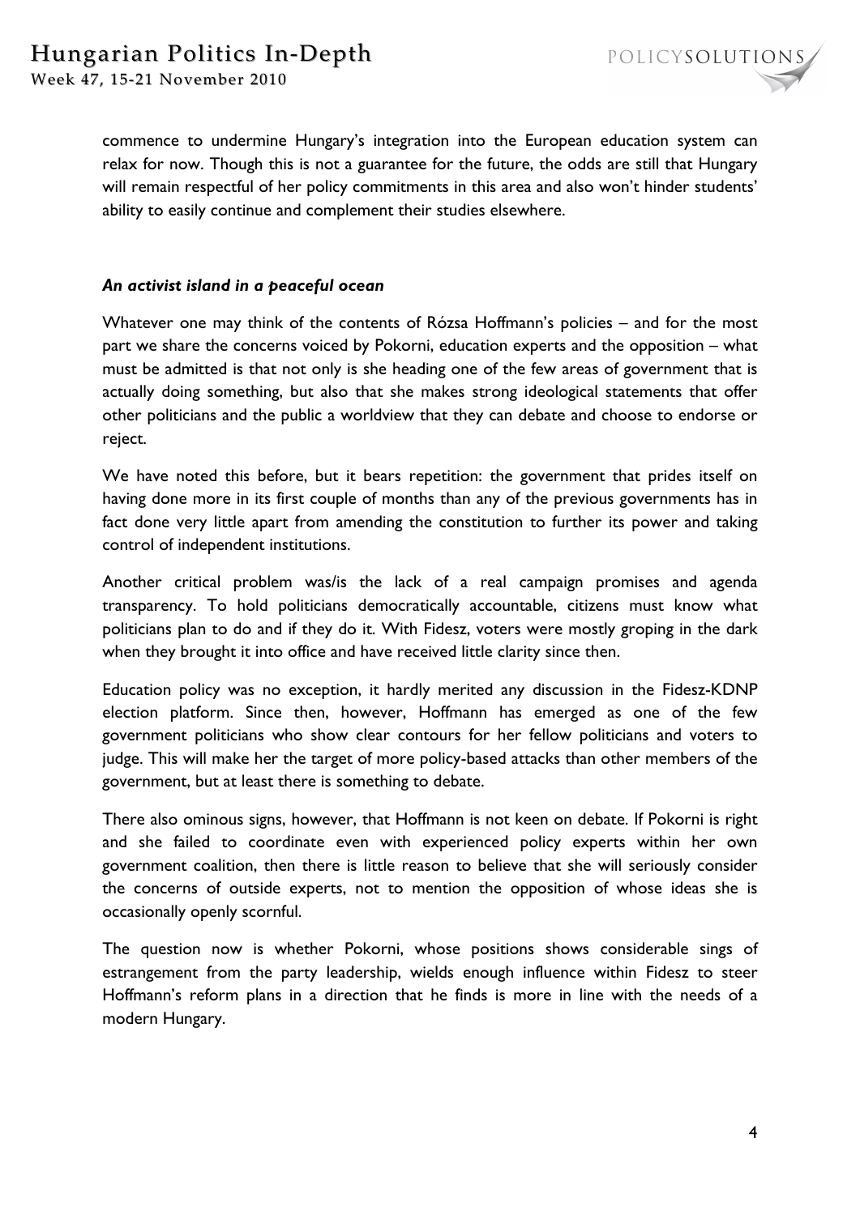commence to undermine Hungary's integration into the European education system can relax for now. Though this is not a guarantee for the future, the odds are still that Hungary will remain respectful of her policy commitments in this area and also won't hinder students' ability to easily continue and complement their studies elsewhere.

### *An activist island in a peaceful ocean*

Whatever one may think of the contents of Rózsa Hoffmann's policies – and for the most part we share the concerns voiced by Pokorni, education experts and the opposition – what must be admitted is that not only is she heading one of the few areas of government that is actually doing something, but also that she makes strong ideological statements that offer other politicians and the public a worldview that they can debate and choose to endorse or reject.

We have noted this before, but it bears repetition: the government that prides itself on having done more in its first couple of months than any of the previous governments has in fact done very little apart from amending the constitution to further its power and taking control of independent institutions.

Another critical problem was/is the lack of a real campaign promises and agenda transparency. To hold politicians democratically accountable, citizens must know what politicians plan to do and if they do it. With Fidesz, voters were mostly groping in the dark when they brought it into office and have received little clarity since then.

Education policy was no exception, it hardly merited any discussion in the Fidesz-KDNP election platform. Since then, however, Hoffmann has emerged as one of the few government politicians who show clear contours for her fellow politicians and voters to judge. This will make her the target of more policy-based attacks than other members of the government, but at least there is something to debate.

There also ominous signs, however, that Hoffmann is not keen on debate. If Pokorni is right and she failed to coordinate even with experienced policy experts within her own government coalition, then there is little reason to believe that she will seriously consider the concerns of outside experts, not to mention the opposition of whose ideas she is occasionally openly scornful.

The question now is whether Pokorni, whose positions shows considerable sings of estrangement from the party leadership, wields enough influence within Fidesz to steer Hoffmann's reform plans in a direction that he finds is more in line with the needs of a modern Hungary.